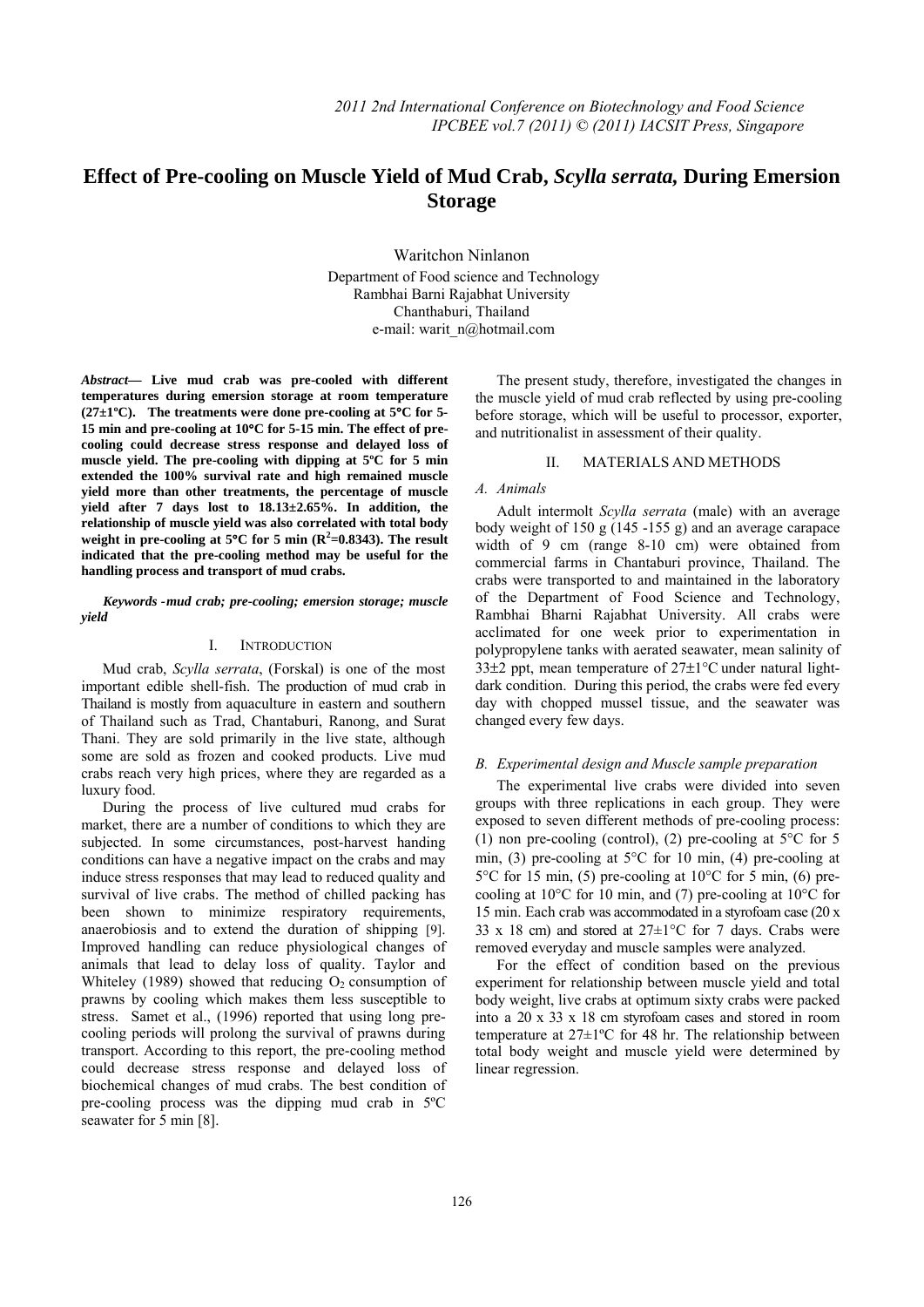# Effect of Pre-cooling on Muscle Yield of Mud Crab, *Scylla serrata,* During Emersion Storage

Waritchon Ninlanon

Department of Food science and Technology
Rambhai Barni Rajabhat University
Chanthaburi, Thailand
e-mail: warit_n@hotmail.com

***Abstract*— Live mud crab was pre-cooled with different temperatures during emersion storage at room temperature (27±1ºC). The treatments were done pre-cooling at 5°C for 5-15 min and pre-cooling at 10°C for 5-15 min. The effect of pre-cooling could decrease stress response and delayed loss of muscle yield. The pre-cooling with dipping at 5ºC for 5 min extended the 100% survival rate and high remained muscle yield more than other treatments, the percentage of muscle yield after 7 days lost to 18.13±2.65%. In addition, the relationship of muscle yield was also correlated with total body weight in pre-cooling at 5°C for 5 min ($R^2$=0.8343). The result indicated that the pre-cooling method may be useful for the handling process and transport of mud crabs.**

***Keywords -mud crab; pre-cooling; emersion storage; muscle yield***

## I. Introduction

Mud crab, *Scylla serrata*, (Forskal) is one of the most important edible shell-fish. The production of mud crab in Thailand is mostly from aquaculture in eastern and southern of Thailand such as Trad, Chantaburi, Ranong, and Surat Thani. They are sold primarily in the live state, although some are sold as frozen and cooked products. Live mud crabs reach very high prices, where they are regarded as a luxury food.

During the process of live cultured mud crabs for market, there are a number of conditions to which they are subjected. In some circumstances, post-harvest handing conditions can have a negative impact on the crabs and may induce stress responses that may lead to reduced quality and survival of live crabs. The method of chilled packing has been shown to minimize respiratory requirements, anaerobiosis and to extend the duration of shipping [9]. Improved handling can reduce physiological changes of animals that lead to delay loss of quality. Taylor and Whiteley (1989) showed that reducing $O_2$ consumption of prawns by cooling which makes them less susceptible to stress. Samet et al., (1996) reported that using long pre-cooling periods will prolong the survival of prawns during transport. According to this report, the pre-cooling method could decrease stress response and delayed loss of biochemical changes of mud crabs. The best condition of pre-cooling process was the dipping mud crab in 5ºC seawater for 5 min [8].

The present study, therefore, investigated the changes in the muscle yield of mud crab reflected by using pre-cooling before storage, which will be useful to processor, exporter, and nutritionalist in assessment of their quality.

## II. Materials and Methods

### *A. Animals*

Adult intermolt *Scylla serrata* (male) with an average body weight of 150 g (145 -155 g) and an average carapace width of 9 cm (range 8-10 cm) were obtained from commercial farms in Chantaburi province, Thailand. The crabs were transported to and maintained in the laboratory of the Department of Food Science and Technology, Rambhai Bharni Rajabhat University. All crabs were acclimated for one week prior to experimentation in polypropylene tanks with aerated seawater, mean salinity of 33±2 ppt, mean temperature of 27±1°C under natural light-dark condition. During this period, the crabs were fed every day with chopped mussel tissue, and the seawater was changed every few days.

### *B. Experimental design and Muscle sample preparation*

The experimental live crabs were divided into seven groups with three replications in each group. They were exposed to seven different methods of pre-cooling process: (1) non pre-cooling (control), (2) pre-cooling at 5°C for 5 min, (3) pre-cooling at 5°C for 10 min, (4) pre-cooling at 5°C for 15 min, (5) pre-cooling at 10°C for 5 min, (6) pre-cooling at 10°C for 10 min, and (7) pre-cooling at 10°C for 15 min. Each crab was accommodated in a styrofoam case (20 x 33 x 18 cm) and stored at 27±1°C for 7 days. Crabs were removed everyday and muscle samples were analyzed.

For the effect of condition based on the previous experiment for relationship between muscle yield and total body weight, live crabs at optimum sixty crabs were packed into a 20 x 33 x 18 cm styrofoam cases and stored in room temperature at 27±1ºC for 48 hr. The relationship between total body weight and muscle yield were determined by linear regression.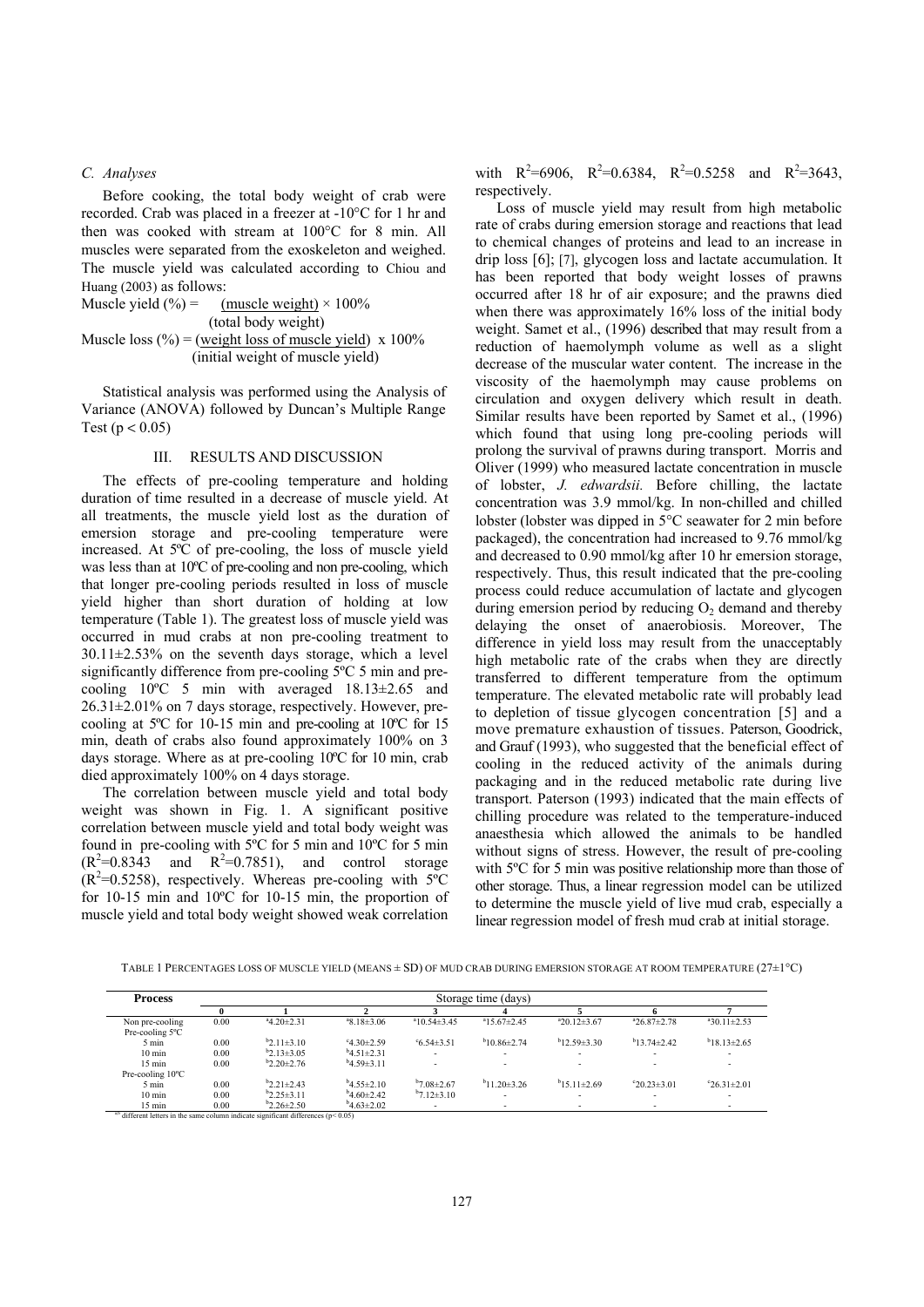### C. Analyses

Before cooking, the total body weight of crab were recorded. Crab was placed in a freezer at -10°C for 1 hr and then was cooked with stream at 100°C for 8 min. All muscles were separated from the exoskeleton and weighed. The muscle yield was calculated according to Chiou and Huang (2003) as follows:

$$\text{Muscle yield (\%)} = \frac{\text{(muscle weight)}}{\text{(total body weight)}} \times 100\%$$

$$\text{Muscle loss (\%)} = \frac{\text{(weight loss of muscle yield)}}{\text{(initial weight of muscle yield)}} \times 100\%$$

Statistical analysis was performed using the Analysis of Variance (ANOVA) followed by Duncan's Multiple Range Test ($p < 0.05$)

## III. RESULTS AND DISCUSSION

The effects of pre-cooling temperature and holding duration of time resulted in a decrease of muscle yield. At all treatments, the muscle yield lost as the duration of emersion storage and pre-cooling temperature were increased. At 5ºC of pre-cooling, the loss of muscle yield was less than at 10ºC of pre-cooling and non pre-cooling, which that longer pre-cooling periods resulted in loss of muscle yield higher than short duration of holding at low temperature (Table 1). The greatest loss of muscle yield was occurred in mud crabs at non pre-cooling treatment to 30.11±2.53% on the seventh days storage, which a level significantly difference from pre-cooling 5ºC 5 min and pre-cooling 10ºC 5 min with averaged 18.13±2.65 and 26.31±2.01% on 7 days storage, respectively. However, pre-cooling at 5ºC for 10-15 min and pre-cooling at 10ºC for 15 min, death of crabs also found approximately 100% on 3 days storage. Where as at pre-cooling 10ºC for 10 min, crab died approximately 100% on 4 days storage.

The correlation between muscle yield and total body weight was shown in Fig. 1. A significant positive correlation between muscle yield and total body weight was found in pre-cooling with 5ºC for 5 min and 10ºC for 5 min ($R^2$=0.8343 and $R^2$=0.7851), and control storage ($R^2$=0.5258), respectively. Whereas pre-cooling with 5ºC for 10-15 min and 10ºC for 10-15 min, the proportion of muscle yield and total body weight showed weak correlation with $R^2$=6906, $R^2$=0.6384, $R^2$=0.5258 and $R^2$=3643, respectively.

Loss of muscle yield may result from high metabolic rate of crabs during emersion storage and reactions that lead to chemical changes of proteins and lead to an increase in drip loss [6]; [7], glycogen loss and lactate accumulation. It has been reported that body weight losses of prawns occurred after 18 hr of air exposure; and the prawns died when there was approximately 16% loss of the initial body weight. Samet et al., (1996) described that may result from a reduction of haemolymph volume as well as a slight decrease of the muscular water content. The increase in the viscosity of the haemolymph may cause problems on circulation and oxygen delivery which result in death. Similar results have been reported by Samet et al., (1996) which found that using long pre-cooling periods will prolong the survival of prawns during transport. Morris and Oliver (1999) who measured lactate concentration in muscle of lobster, *J. edwardsii.* Before chilling, the lactate concentration was 3.9 mmol/kg. In non-chilled and chilled lobster (lobster was dipped in 5°C seawater for 2 min before packaged), the concentration had increased to 9.76 mmol/kg and decreased to 0.90 mmol/kg after 10 hr emersion storage, respectively. Thus, this result indicated that the pre-cooling process could reduce accumulation of lactate and glycogen during emersion period by reducing $O_2$ demand and thereby delaying the onset of anaerobiosis. Moreover, The difference in yield loss may result from the unacceptably high metabolic rate of the crabs when they are directly transferred to different temperature from the optimum temperature. The elevated metabolic rate will probably lead to depletion of tissue glycogen concentration [5] and a move premature exhaustion of tissues. Paterson, Goodrick, and Grauf (1993), who suggested that the beneficial effect of cooling in the reduced activity of the animals during packaging and in the reduced metabolic rate during live transport. Paterson (1993) indicated that the main effects of chilling procedure was related to the temperature-induced anaesthesia which allowed the animals to be handled without signs of stress. However, the result of pre-cooling with 5ºC for 5 min was positive relationship more than those of other storage. Thus, a linear regression model can be utilized to determine the muscle yield of live mud crab, especially a linear regression model of fresh mud crab at initial storage.

TABLE 1 PERCENTAGES LOSS OF MUSCLE YIELD (MEANS ± SD) OF MUD CRAB DURING EMERSION STORAGE AT ROOM TEMPERATURE (27±1°C)

| Process | Storage time (days) | | | | | | | |
|---|---|---|---|---|---|---|---|---|
| | 0 | 1 | 2 | 3 | 4 | 5 | 6 | 7 |
| Non pre-cooling | 0.00 | $^a$4.20±2.31 | $^a$8.18±3.06 | $^a$10.54±3.45 | $^a$15.67±2.45 | $^a$20.12±3.67 | $^a$26.87±2.78 | $^a$30.11±2.53 |
| Pre-cooling 5ºC | | | | | | | | |
| 5 min | 0.00 | $^b$2.11±3.10 | $^c$4.30±2.59 | $^c$6.54±3.51 | $^b$10.86±2.74 | $^b$12.59±3.30 | $^b$13.74±2.42 | $^b$18.13±2.65 |
| 10 min | 0.00 | $^b$2.13±3.05 | $^b$4.51±2.31 | - | - | - | - | - |
| 15 min | 0.00 | $^b$2.20±2.76 | $^b$4.59±3.11 | - | - | - | - | - |
| Pre-cooling 10ºC | | | | | | | | |
| 5 min | 0.00 | $^b$2.21±2.43 | $^b$4.55±2.10 | $^b$7.08±2.67 | $^b$11.20±3.26 | $^b$15.11±2.69 | $^c$20.23±3.01 | $^c$26.31±2.01 |
| 10 min | 0.00 | $^b$2.25±3.11 | $^b$4.60±2.42 | $^b$7.12±3.10 | - | - | - | - |
| 15 min | 0.00 | $^b$2.26±2.50 | $^b$4.63±2.02 | - | - | - | - | - |

$^{a,b}$ different letters in the same column indicate significant differences ($p < 0.05$)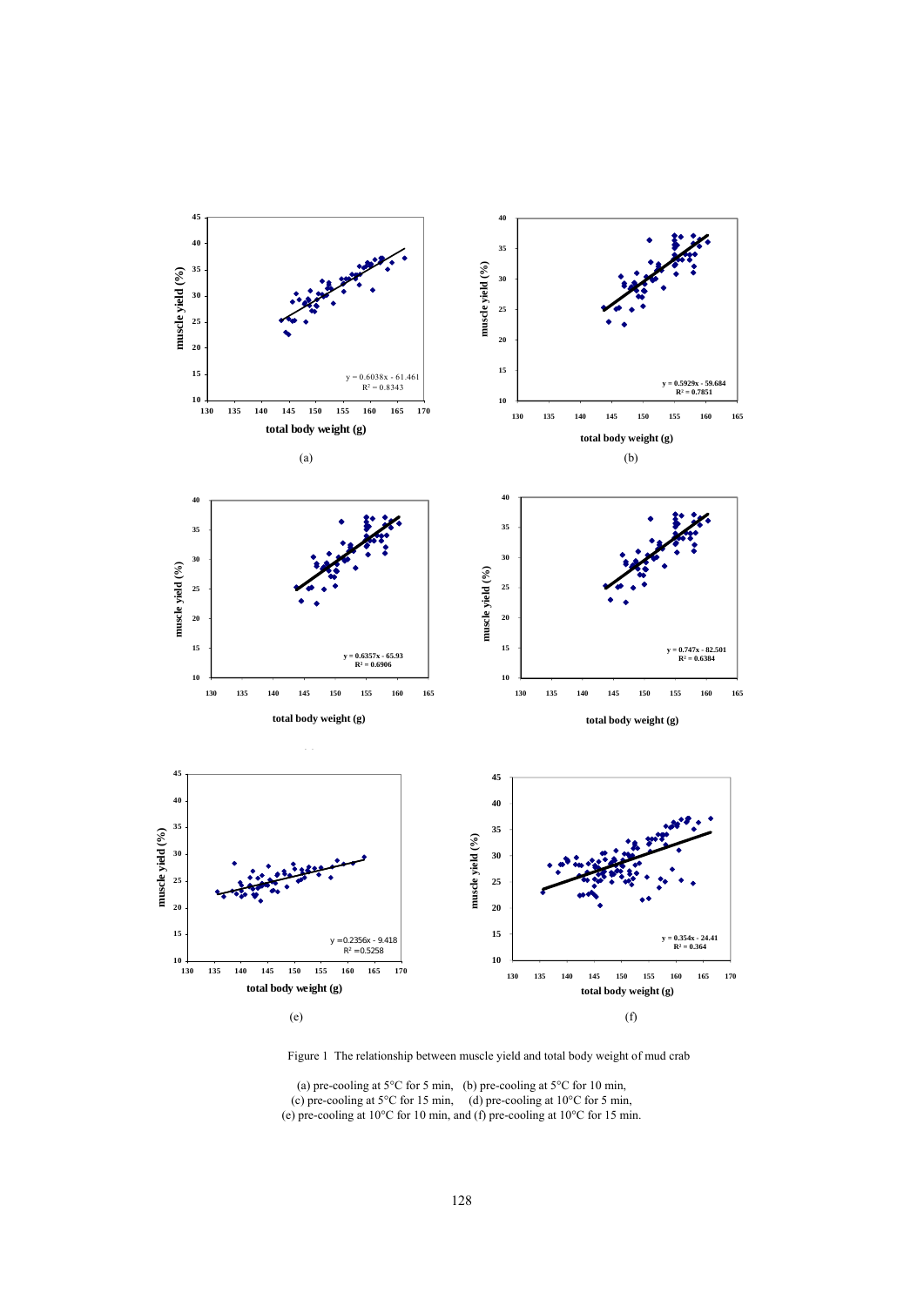Figure 1 The relationship between muscle yield and total body weight of mud crab

(a) pre-cooling at 5°C for 5 min, (b) pre-cooling at 5°C for 10 min,
(c) pre-cooling at 5°C for 15 min, (d) pre-cooling at 10°C for 5 min,
(e) pre-cooling at 10°C for 10 min, and (f) pre-cooling at 10°C for 15 min.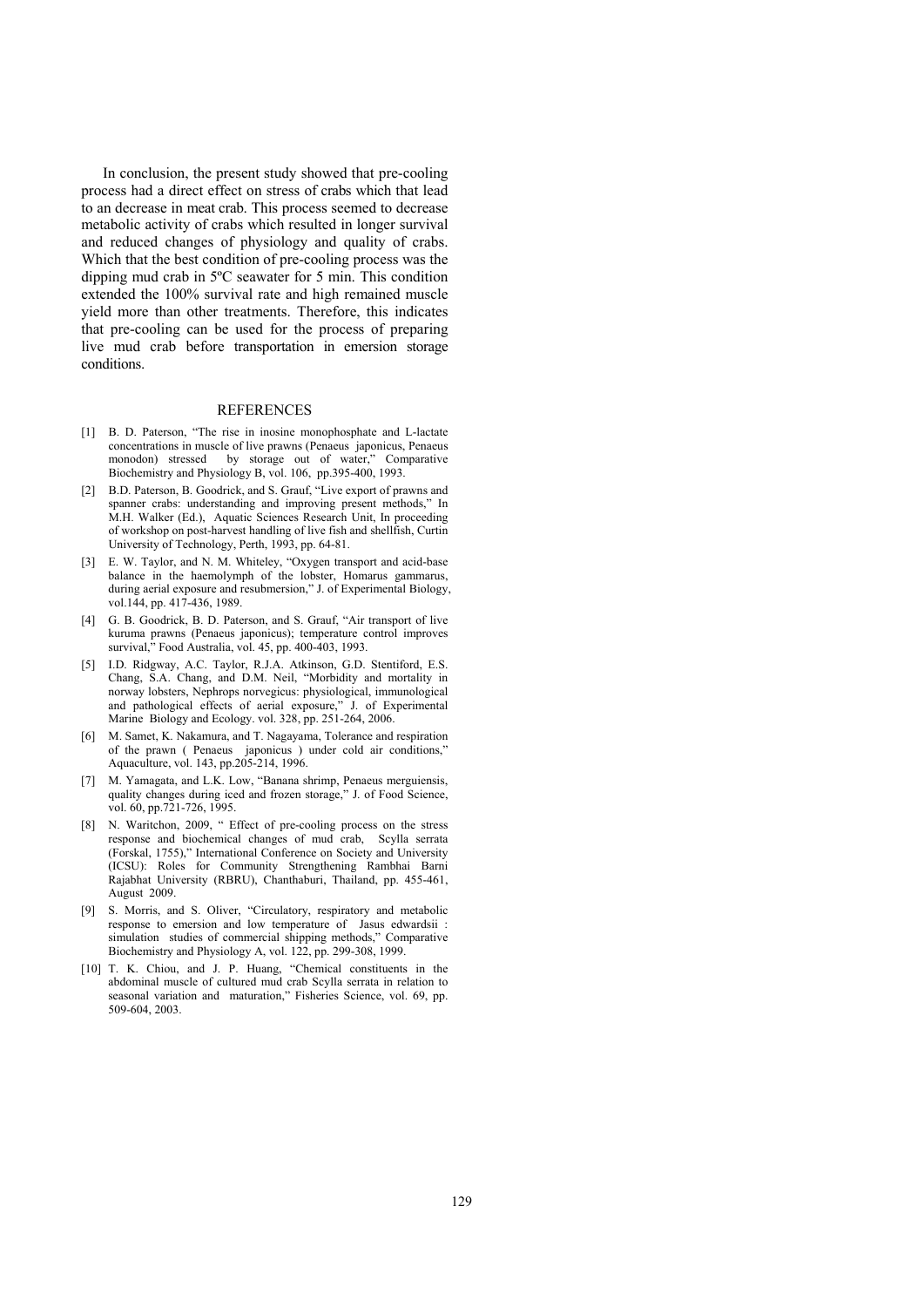In conclusion, the present study showed that pre-cooling process had a direct effect on stress of crabs which that lead to an decrease in meat crab. This process seemed to decrease metabolic activity of crabs which resulted in longer survival and reduced changes of physiology and quality of crabs. Which that the best condition of pre-cooling process was the dipping mud crab in 5ºC seawater for 5 min. This condition extended the 100% survival rate and high remained muscle yield more than other treatments. Therefore, this indicates that pre-cooling can be used for the process of preparing live mud crab before transportation in emersion storage conditions.

## REFERENCES

[1] B. D. Paterson, "The rise in inosine monophosphate and L-lactate concentrations in muscle of live prawns (Penaeus japonicus, Penaeus monodon) stressed by storage out of water," Comparative Biochemistry and Physiology B, vol. 106, pp.395-400, 1993.

[2] B.D. Paterson, B. Goodrick, and S. Grauf, "Live export of prawns and spanner crabs: understanding and improving present methods," In M.H. Walker (Ed.), Aquatic Sciences Research Unit, In proceeding of workshop on post-harvest handling of live fish and shellfish, Curtin University of Technology, Perth, 1993, pp. 64-81.

[3] E. W. Taylor, and N. M. Whiteley, "Oxygen transport and acid-base balance in the haemolymph of the lobster, Homarus gammarus, during aerial exposure and resubmersion," J. of Experimental Biology, vol.144, pp. 417-436, 1989.

[4] G. B. Goodrick, B. D. Paterson, and S. Grauf, "Air transport of live kuruma prawns (Penaeus japonicus); temperature control improves survival," Food Australia, vol. 45, pp. 400-403, 1993.

[5] I.D. Ridgway, A.C. Taylor, R.J.A. Atkinson, G.D. Stentiford, E.S. Chang, S.A. Chang, and D.M. Neil, "Morbidity and mortality in norway lobsters, Nephrops norvegicus: physiological, immunological and pathological effects of aerial exposure," J. of Experimental Marine Biology and Ecology. vol. 328, pp. 251-264, 2006.

[6] M. Samet, K. Nakamura, and T. Nagayama, Tolerance and respiration of the prawn ( Penaeus japonicus ) under cold air conditions," Aquaculture, vol. 143, pp.205-214, 1996.

[7] M. Yamagata, and L.K. Low, "Banana shrimp, Penaeus merguiensis, quality changes during iced and frozen storage," J. of Food Science, vol. 60, pp.721-726, 1995.

[8] N. Waritchon, 2009, " Effect of pre-cooling process on the stress response and biochemical changes of mud crab, Scylla serrata (Forskal, 1755)," International Conference on Society and University (ICSU): Roles for Community Strengthening Rambhai Barni Rajabhat University (RBRU), Chanthaburi, Thailand, pp. 455-461, August 2009.

[9] S. Morris, and S. Oliver, "Circulatory, respiratory and metabolic response to emersion and low temperature of Jasus edwardsii : simulation studies of commercial shipping methods," Comparative Biochemistry and Physiology A, vol. 122, pp. 299-308, 1999.

[10] T. K. Chiou, and J. P. Huang, "Chemical constituents in the abdominal muscle of cultured mud crab Scylla serrata in relation to seasonal variation and maturation," Fisheries Science, vol. 69, pp. 509-604, 2003.